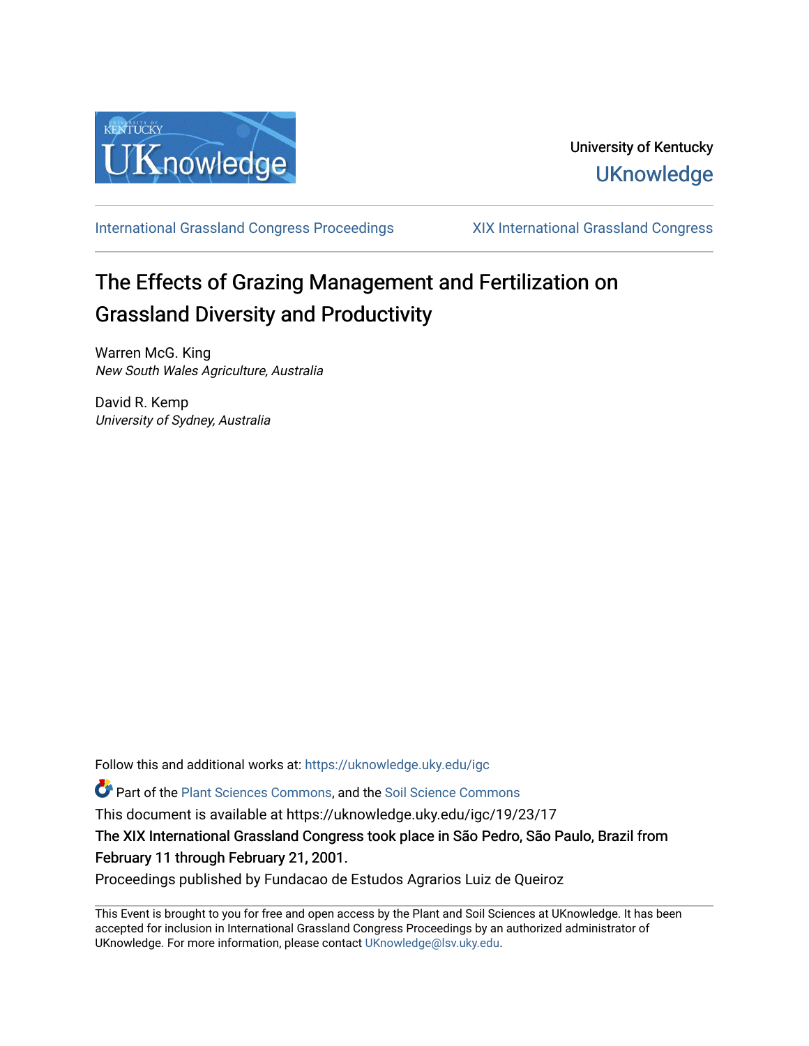University of Kentucky

UKnowledge

International Grassland Congress Proceedings | XIX International Grassland Congress

# The Effects of Grazing Management and Fertilization on Grassland Diversity and Productivity

Warren McG. King
*New South Wales Agriculture, Australia*

David R. Kemp
*University of Sydney, Australia*

Follow this and additional works at: https://uknowledge.uky.edu/igc

Part of the Plant Sciences Commons, and the Soil Science Commons

This document is available at https://uknowledge.uky.edu/igc/19/23/17

The XIX International Grassland Congress took place in São Pedro, São Paulo, Brazil from February 11 through February 21, 2001.

Proceedings published by Fundacao de Estudos Agrarios Luiz de Queiroz

This Event is brought to you for free and open access by the Plant and Soil Sciences at UKnowledge. It has been accepted for inclusion in International Grassland Congress Proceedings by an authorized administrator of UKnowledge. For more information, please contact UKnowledge@lsv.uky.edu.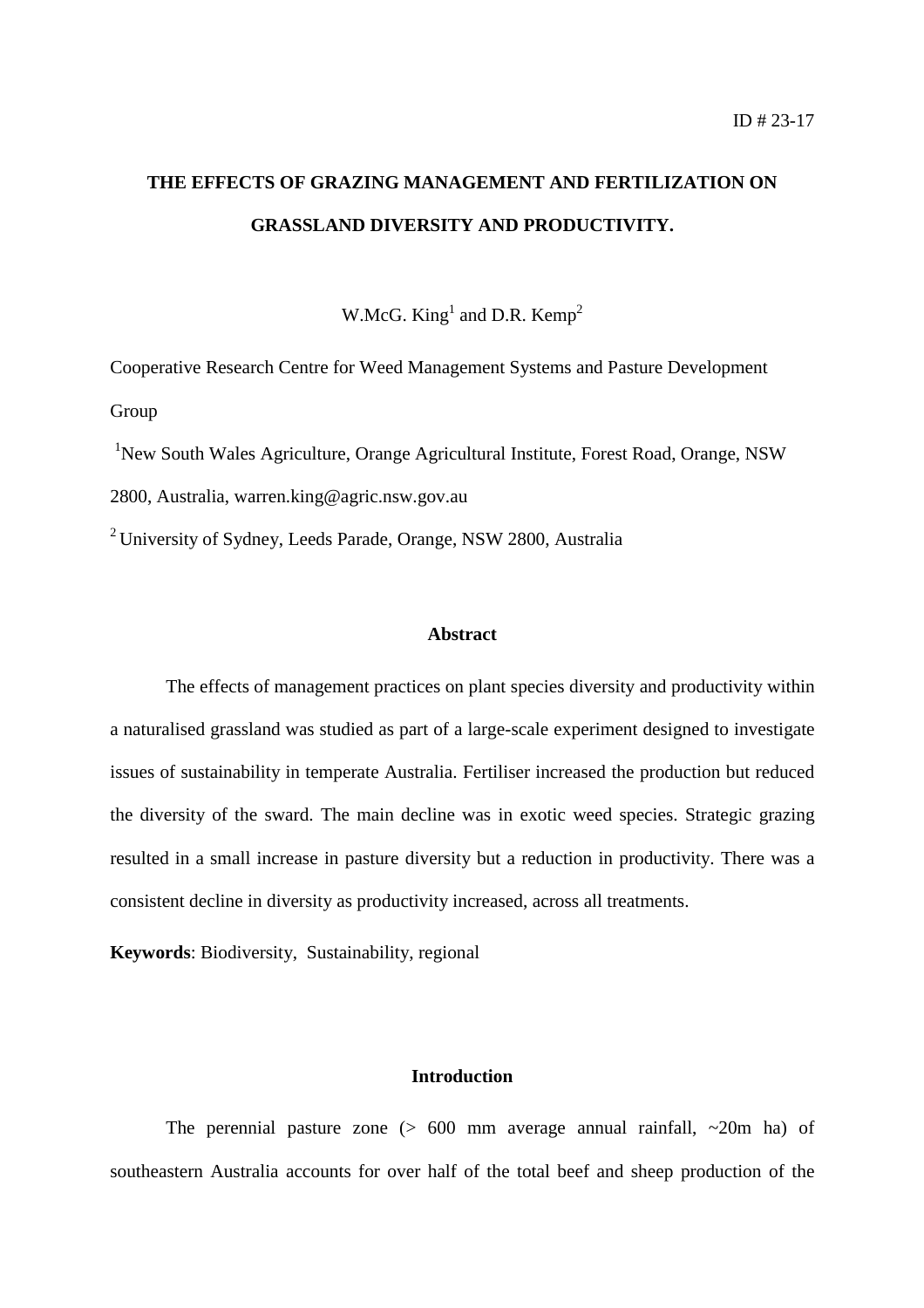ID # 23-17

# THE EFFECTS OF GRAZING MANAGEMENT AND FERTILIZATION ON GRASSLAND DIVERSITY AND PRODUCTIVITY.

W.McG. King[1] and D.R. Kemp[2]

Cooperative Research Centre for Weed Management Systems and Pasture Development Group

[1]New South Wales Agriculture, Orange Agricultural Institute, Forest Road, Orange, NSW 2800, Australia, warren.king@agric.nsw.gov.au

[2] University of Sydney, Leeds Parade, Orange, NSW 2800, Australia

## Abstract

The effects of management practices on plant species diversity and productivity within a naturalised grassland was studied as part of a large-scale experiment designed to investigate issues of sustainability in temperate Australia. Fertiliser increased the production but reduced the diversity of the sward. The main decline was in exotic weed species. Strategic grazing resulted in a small increase in pasture diversity but a reduction in productivity. There was a consistent decline in diversity as productivity increased, across all treatments.

**Keywords**: Biodiversity, Sustainability, regional

## Introduction

The perennial pasture zone (> 600 mm average annual rainfall, ~20m ha) of southeastern Australia accounts for over half of the total beef and sheep production of the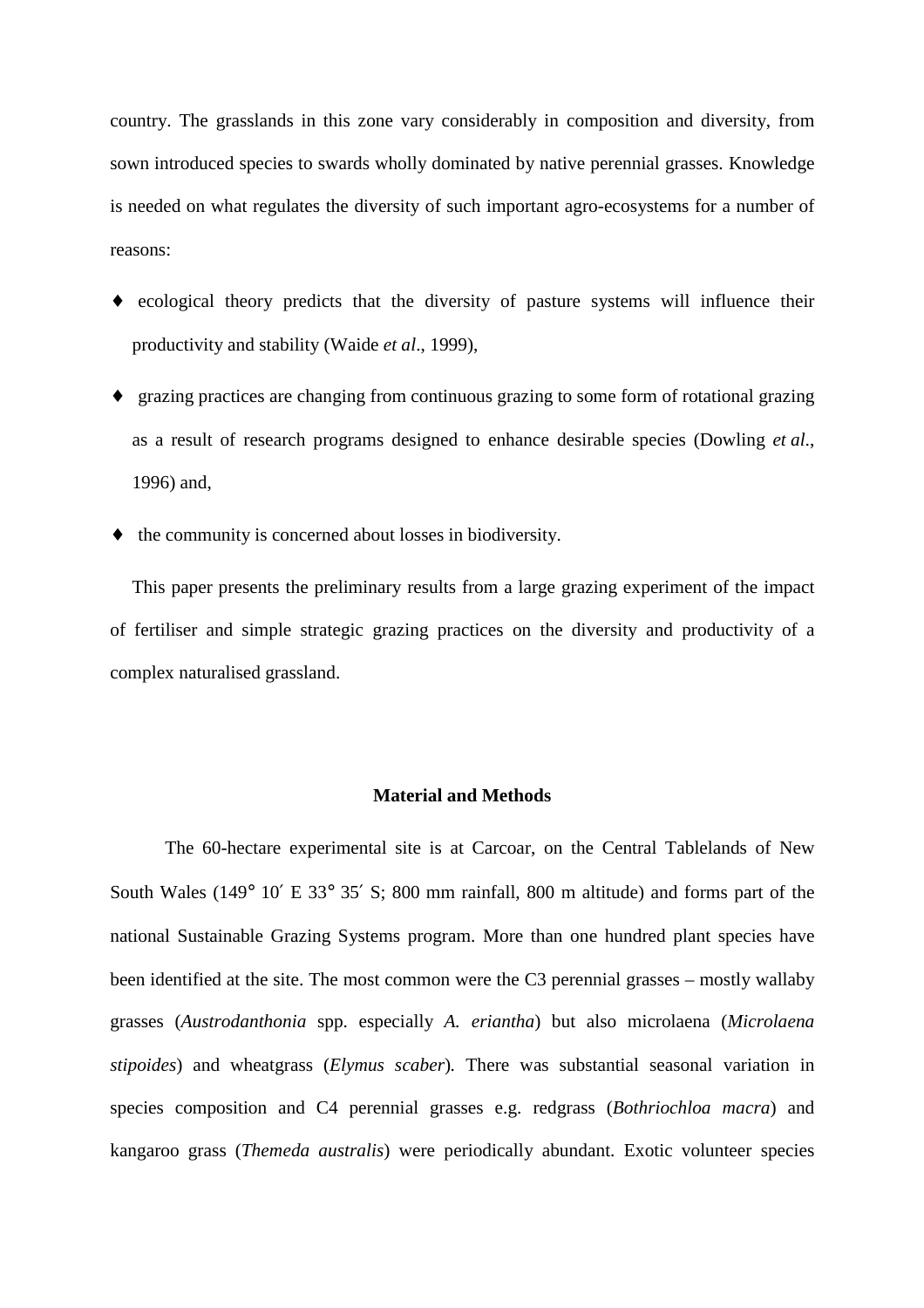country. The grasslands in this zone vary considerably in composition and diversity, from sown introduced species to swards wholly dominated by native perennial grasses. Knowledge is needed on what regulates the diversity of such important agro-ecosystems for a number of reasons:

- ecological theory predicts that the diversity of pasture systems will influence their productivity and stability (Waide *et al*., 1999),
- grazing practices are changing from continuous grazing to some form of rotational grazing as a result of research programs designed to enhance desirable species (Dowling *et al*., 1996) and,
- the community is concerned about losses in biodiversity.

This paper presents the preliminary results from a large grazing experiment of the impact of fertiliser and simple strategic grazing practices on the diversity and productivity of a complex naturalised grassland.

## Material and Methods

The 60-hectare experimental site is at Carcoar, on the Central Tablelands of New South Wales (149° 10′ E 33° 35′ S; 800 mm rainfall, 800 m altitude) and forms part of the national Sustainable Grazing Systems program. More than one hundred plant species have been identified at the site. The most common were the C3 perennial grasses – mostly wallaby grasses (*Austrodanthonia* spp. especially *A. eriantha*) but also microlaena (*Microlaena stipoides*) and wheatgrass (*Elymus scaber*). There was substantial seasonal variation in species composition and C4 perennial grasses e.g. redgrass (*Bothriochloa macra*) and kangaroo grass (*Themeda australis*) were periodically abundant. Exotic volunteer species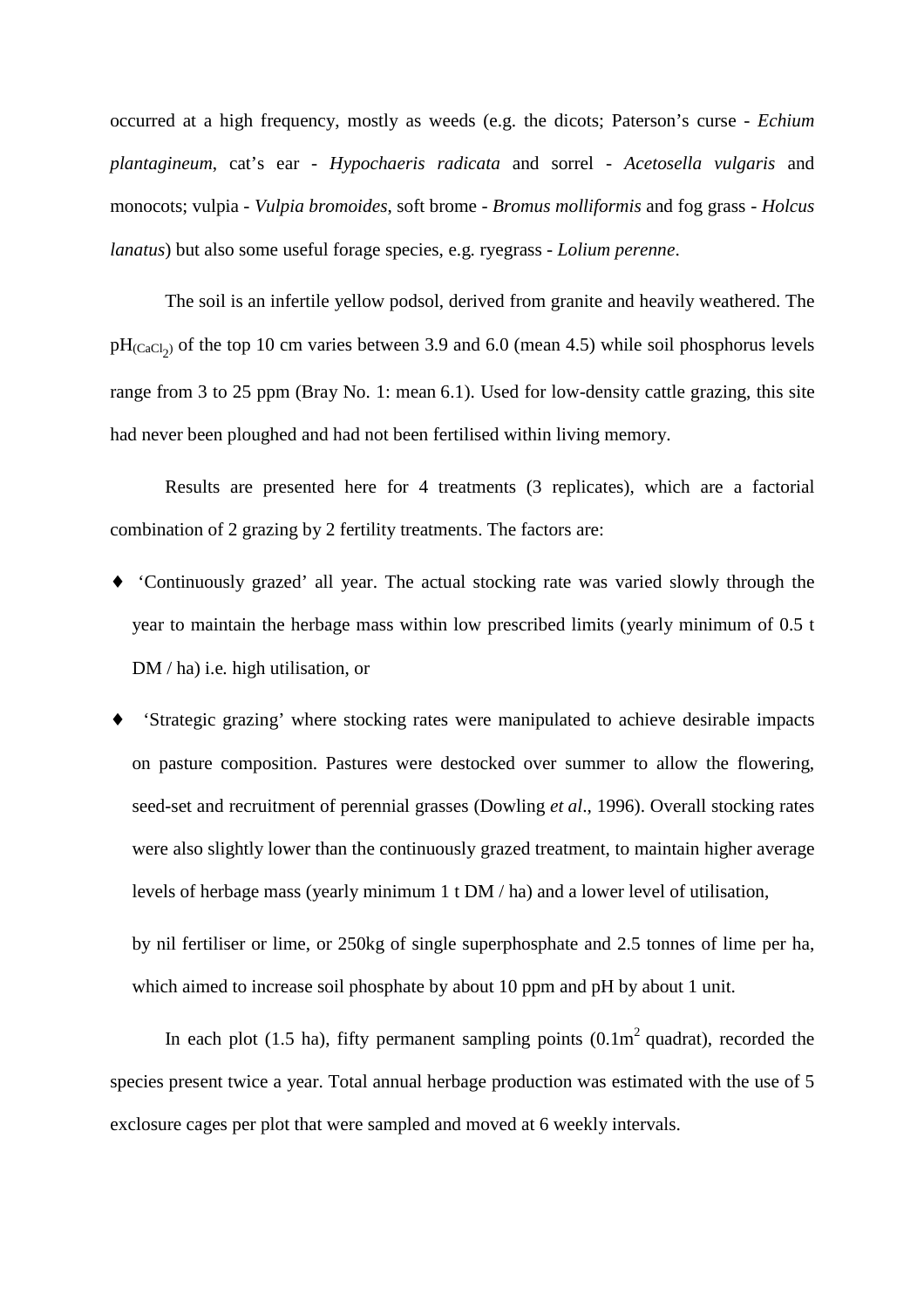occurred at a high frequency, mostly as weeds (e.g. the dicots; Paterson's curse - *Echium plantagineum*, cat's ear - *Hypochaeris radicata* and sorrel - *Acetosella vulgaris* and monocots; vulpia - *Vulpia bromoides*, soft brome - *Bromus molliformis* and fog grass - *Holcus lanatus*) but also some useful forage species, e.g. ryegrass - *Lolium perenne*.

The soil is an infertile yellow podsol, derived from granite and heavily weathered. The $pH_{(CaCl_2)}$ of the top 10 cm varies between 3.9 and 6.0 (mean 4.5) while soil phosphorus levels range from 3 to 25 ppm (Bray No. 1: mean 6.1). Used for low-density cattle grazing, this site had never been ploughed and had not been fertilised within living memory.

Results are presented here for 4 treatments (3 replicates), which are a factorial combination of 2 grazing by 2 fertility treatments. The factors are:

- 'Continuously grazed' all year. The actual stocking rate was varied slowly through the year to maintain the herbage mass within low prescribed limits (yearly minimum of 0.5 t DM / ha) i.e. high utilisation, or
- 'Strategic grazing' where stocking rates were manipulated to achieve desirable impacts on pasture composition. Pastures were destocked over summer to allow the flowering, seed-set and recruitment of perennial grasses (Dowling *et al*., 1996). Overall stocking rates were also slightly lower than the continuously grazed treatment, to maintain higher average levels of herbage mass (yearly minimum 1 t DM / ha) and a lower level of utilisation,

  by nil fertiliser or lime, or 250kg of single superphosphate and 2.5 tonnes of lime per ha, which aimed to increase soil phosphate by about 10 ppm and pH by about 1 unit.

In each plot (1.5 ha), fifty permanent sampling points ($0.1m^2$ quadrat), recorded the species present twice a year. Total annual herbage production was estimated with the use of 5 exclosure cages per plot that were sampled and moved at 6 weekly intervals.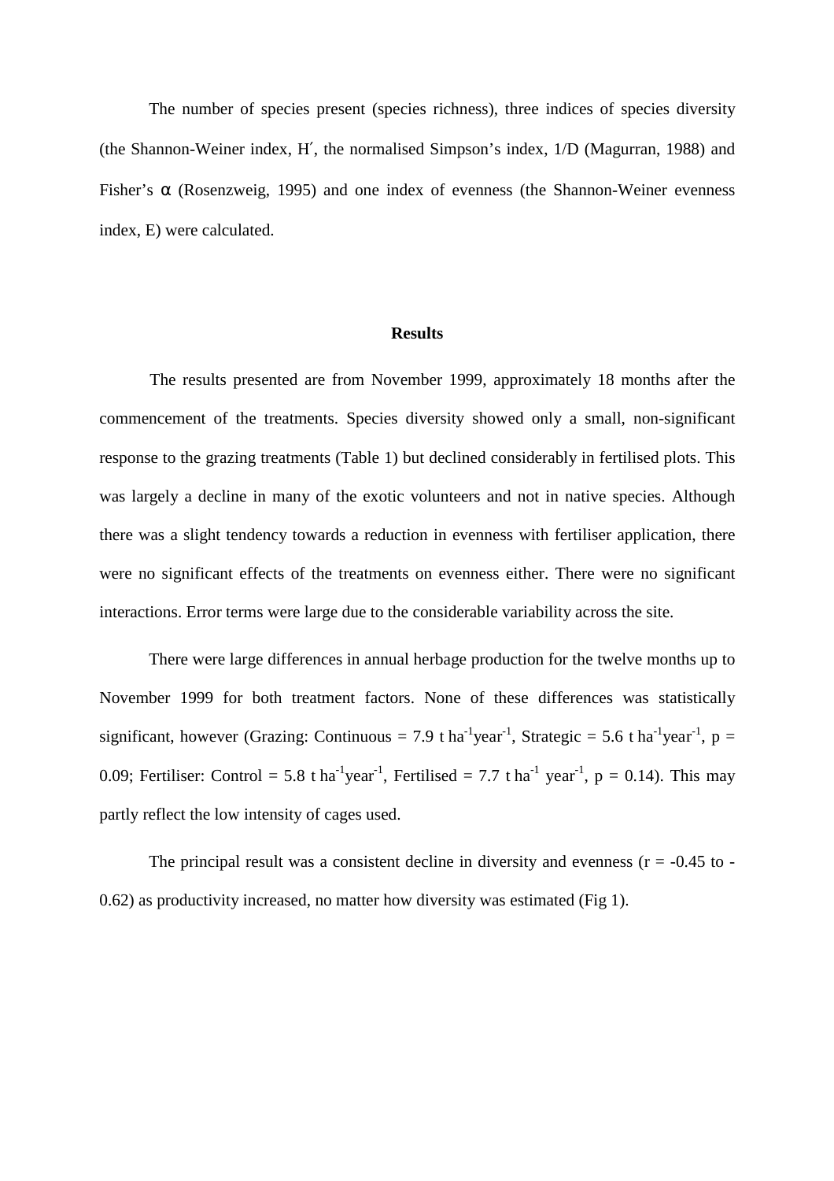The number of species present (species richness), three indices of species diversity (the Shannon-Weiner index, H´, the normalised Simpson's index, 1/D (Magurran, 1988) and Fisher's α (Rosenzweig, 1995) and one index of evenness (the Shannon-Weiner evenness index, E) were calculated.

## Results

The results presented are from November 1999, approximately 18 months after the commencement of the treatments. Species diversity showed only a small, non-significant response to the grazing treatments (Table 1) but declined considerably in fertilised plots. This was largely a decline in many of the exotic volunteers and not in native species. Although there was a slight tendency towards a reduction in evenness with fertiliser application, there were no significant effects of the treatments on evenness either. There were no significant interactions. Error terms were large due to the considerable variability across the site.

There were large differences in annual herbage production for the twelve months up to November 1999 for both treatment factors. None of these differences was statistically significant, however (Grazing: Continuous = 7.9 t $ha^{-1}year^{-1}$, Strategic = 5.6 t $ha^{-1}year^{-1}$, $p = 0.09$; Fertiliser: Control = 5.8 t $ha^{-1}year^{-1}$, Fertilised = 7.7 t $ha^{-1}$ $year^{-1}$, $p = 0.14$). This may partly reflect the low intensity of cages used.

The principal result was a consistent decline in diversity and evenness ($r = -0.45$ to $-0.62$) as productivity increased, no matter how diversity was estimated (Fig 1).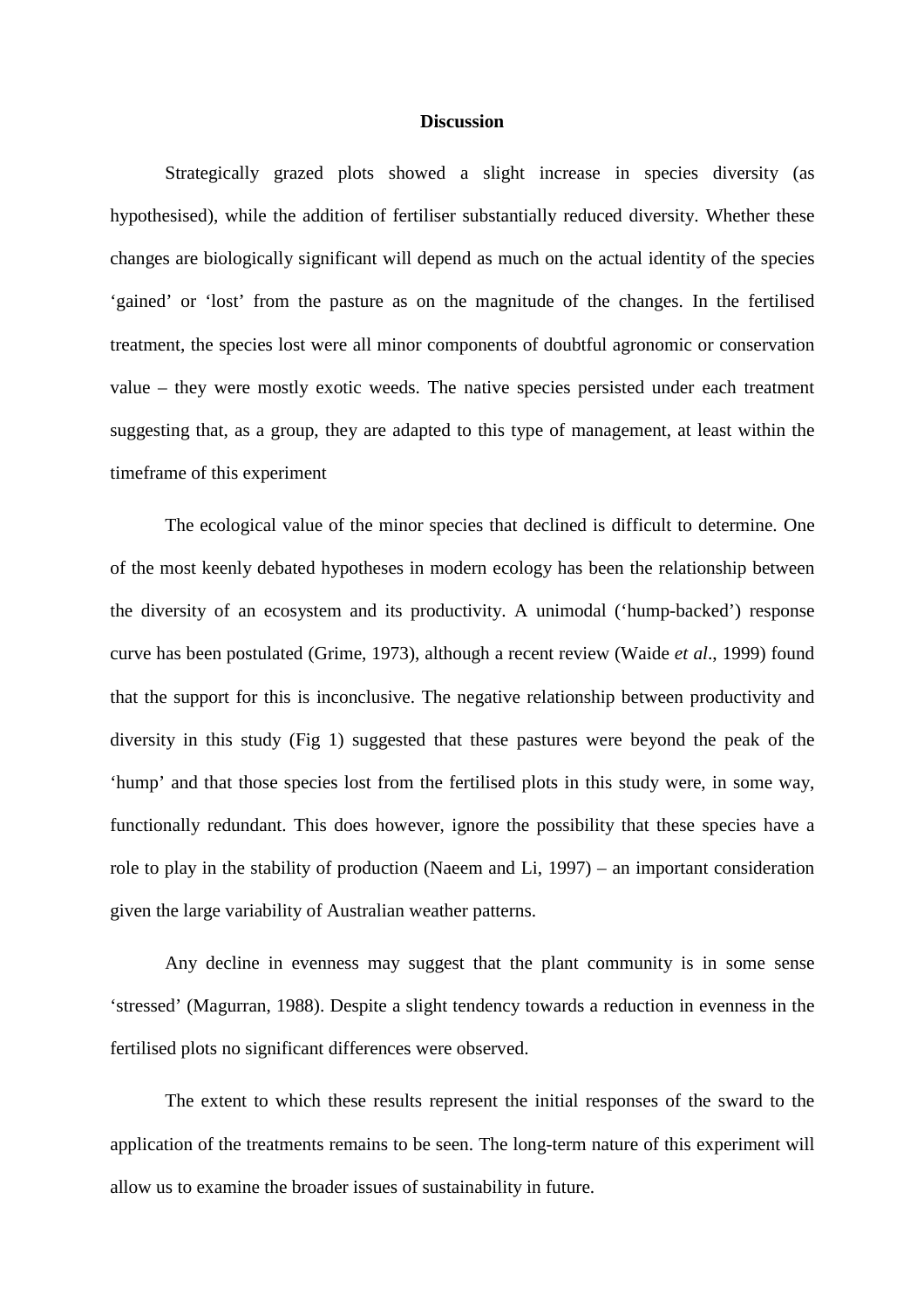## Discussion

Strategically grazed plots showed a slight increase in species diversity (as hypothesised), while the addition of fertiliser substantially reduced diversity. Whether these changes are biologically significant will depend as much on the actual identity of the species 'gained' or 'lost' from the pasture as on the magnitude of the changes. In the fertilised treatment, the species lost were all minor components of doubtful agronomic or conservation value – they were mostly exotic weeds. The native species persisted under each treatment suggesting that, as a group, they are adapted to this type of management, at least within the timeframe of this experiment

The ecological value of the minor species that declined is difficult to determine. One of the most keenly debated hypotheses in modern ecology has been the relationship between the diversity of an ecosystem and its productivity. A unimodal ('hump-backed') response curve has been postulated (Grime, 1973), although a recent review (Waide *et al*., 1999) found that the support for this is inconclusive. The negative relationship between productivity and diversity in this study (Fig 1) suggested that these pastures were beyond the peak of the 'hump' and that those species lost from the fertilised plots in this study were, in some way, functionally redundant. This does however, ignore the possibility that these species have a role to play in the stability of production (Naeem and Li, 1997) – an important consideration given the large variability of Australian weather patterns.

Any decline in evenness may suggest that the plant community is in some sense 'stressed' (Magurran, 1988). Despite a slight tendency towards a reduction in evenness in the fertilised plots no significant differences were observed.

The extent to which these results represent the initial responses of the sward to the application of the treatments remains to be seen. The long-term nature of this experiment will allow us to examine the broader issues of sustainability in future.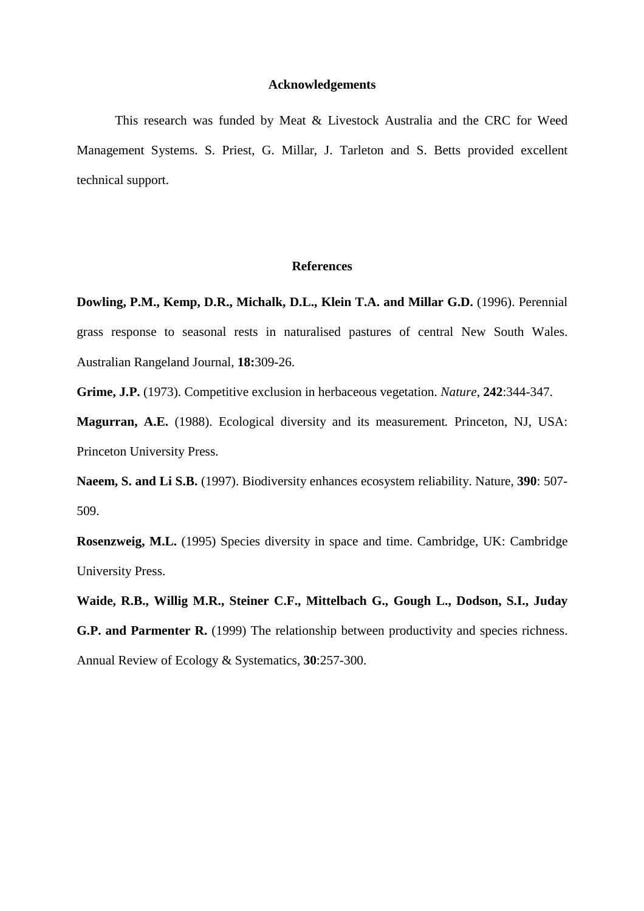## Acknowledgements

This research was funded by Meat & Livestock Australia and the CRC for Weed Management Systems. S. Priest, G. Millar, J. Tarleton and S. Betts provided excellent technical support.

## References

**Dowling, P.M., Kemp, D.R., Michalk, D.L., Klein T.A. and Millar G.D.** (1996). Perennial grass response to seasonal rests in naturalised pastures of central New South Wales. Australian Rangeland Journal, **18:**309-26.

**Grime, J.P.** (1973). Competitive exclusion in herbaceous vegetation. *Nature*, **242**:344-347.

**Magurran, A.E.** (1988). Ecological diversity and its measurement. Princeton, NJ, USA: Princeton University Press.

**Naeem, S. and Li S.B.** (1997). Biodiversity enhances ecosystem reliability. Nature, **390**: 507-509.

**Rosenzweig, M.L.** (1995) Species diversity in space and time. Cambridge, UK: Cambridge University Press.

**Waide, R.B., Willig M.R., Steiner C.F., Mittelbach G., Gough L., Dodson, S.I., Juday G.P. and Parmenter R.** (1999) The relationship between productivity and species richness. Annual Review of Ecology & Systematics, **30**:257-300.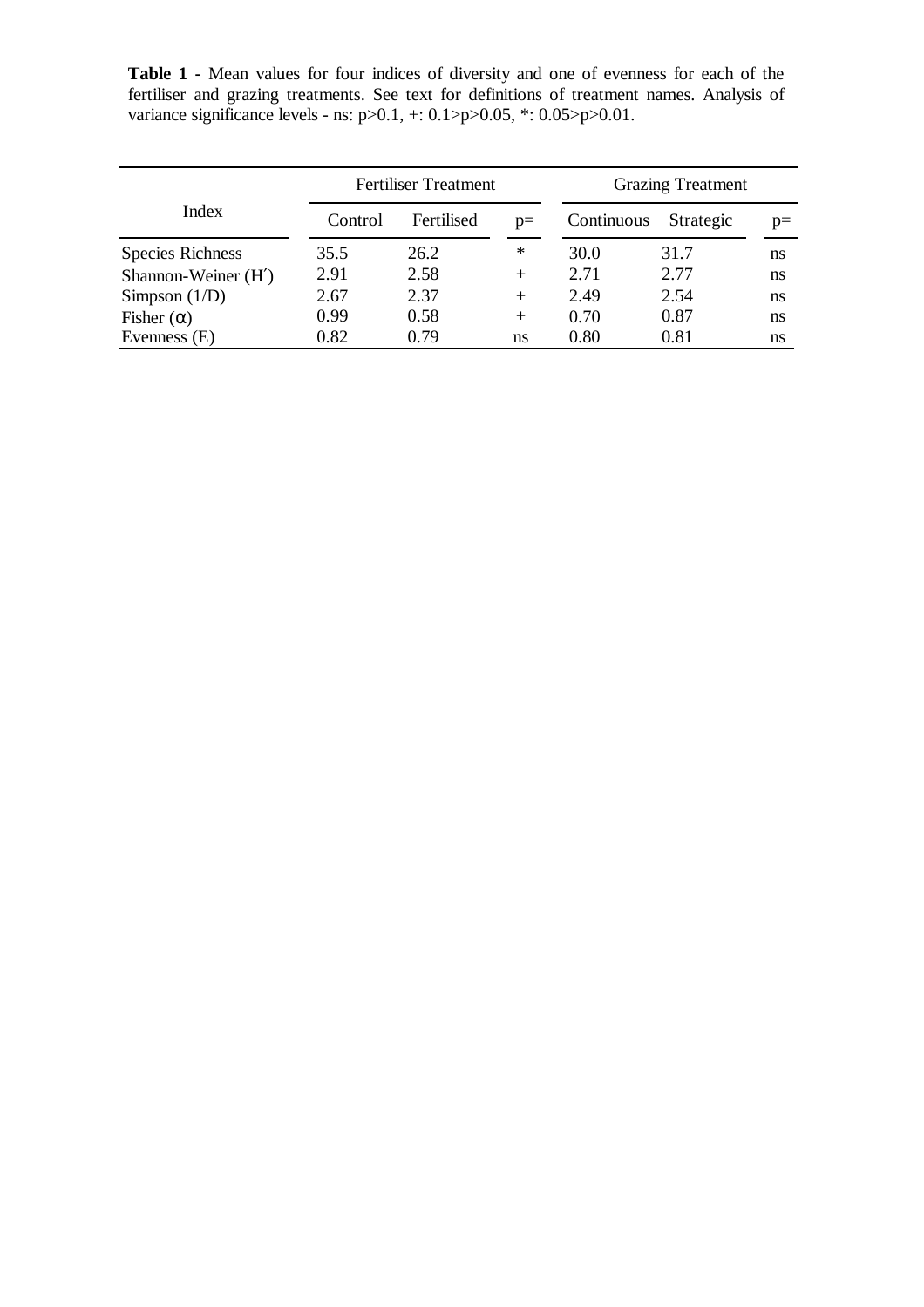**Table 1** - Mean values for four indices of diversity and one of evenness for each of the fertiliser and grazing treatments. See text for definitions of treatment names. Analysis of variance significance levels - ns: $p>0.1$, +: $0.1>p>0.05$, *: $0.05>p>0.01$.

| Index | Fertiliser Treatment | | | Grazing Treatment | | |
|---|---|---|---|---|---|---|
| | Control | Fertilised | p= | Continuous | Strategic | p= |
| Species Richness | 35.5 | 26.2 | * | 30.0 | 31.7 | ns |
| Shannon-Weiner (H′) | 2.91 | 2.58 | + | 2.71 | 2.77 | ns |
| Simpson (1/D) | 2.67 | 2.37 | + | 2.49 | 2.54 | ns |
| Fisher ($\alpha$) | 0.99 | 0.58 | + | 0.70 | 0.87 | ns |
| Evenness (E) | 0.82 | 0.79 | ns | 0.80 | 0.81 | ns |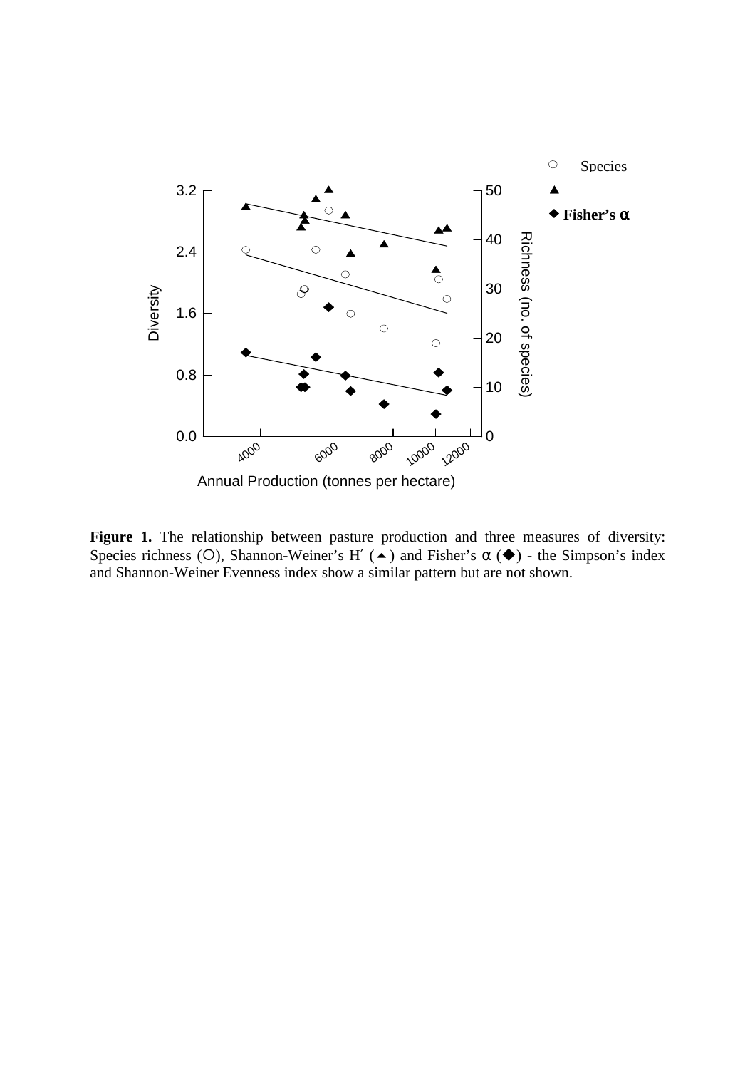Species

Fisher's α

3.2

2.4

1.6

0.8

0.0

Diversity

50

40

30

20

10

0

Richness (no. of species)

4000

6000

8000

10000

12000

Annual Production (tonnes per hectare)

**Figure 1.** The relationship between pasture production and three measures of diversity: Species richness (○), Shannon-Weiner's H′ (▲) and Fisher's α (◆) - the Simpson's index and Shannon-Weiner Evenness index show a similar pattern but are not shown.